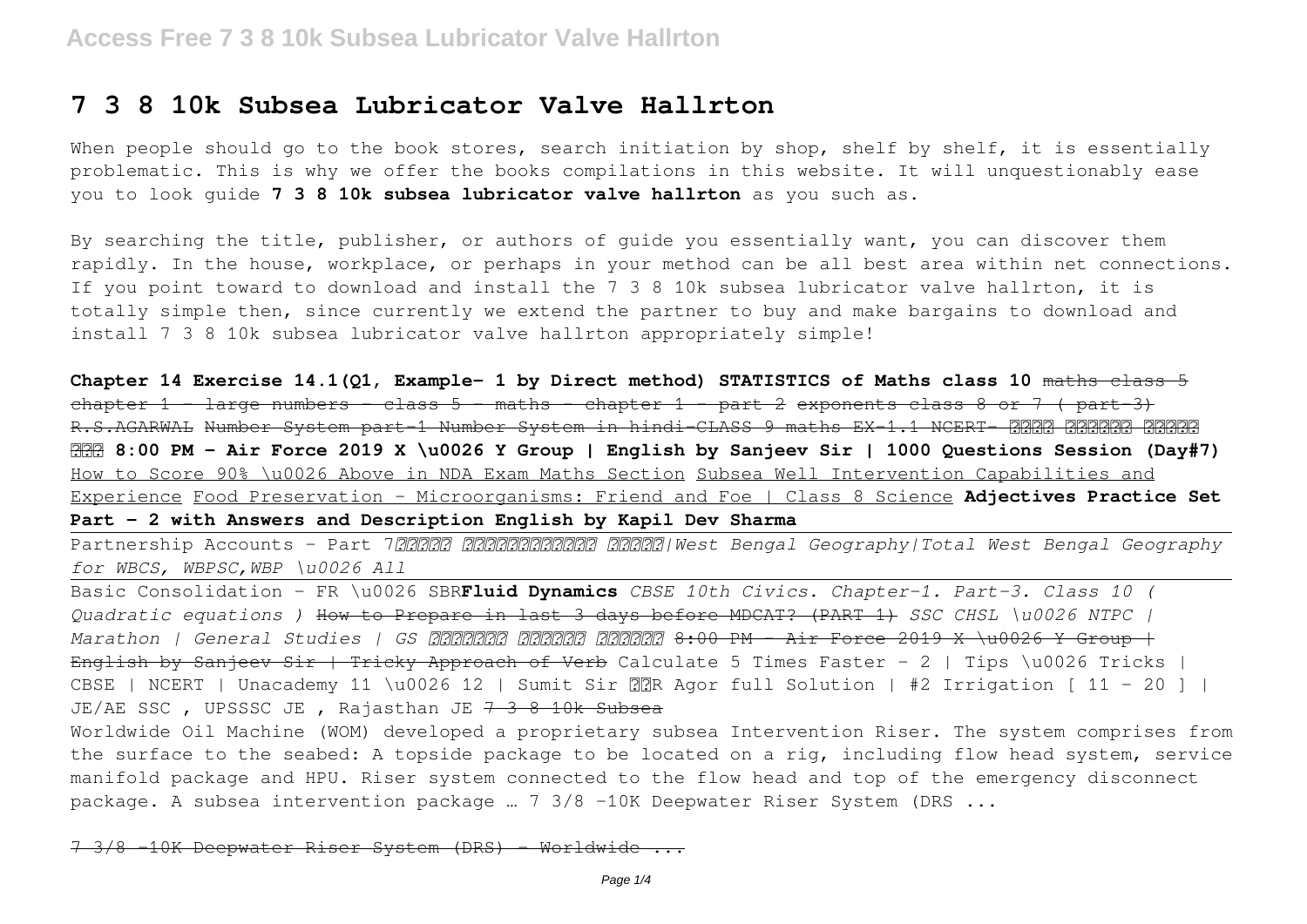# 7 3 8 10k Subsea Lubricator Valve Hallrton

When people should go to the book stores, search initiation by shop, shelf by shelf, it is essentially problematic. This is why we offer the books compilations in this website. It will unquestionably ease you to look guide **7 3 8 10k subsea lubricator valve hallrton** as you such as.

By searching the title, publisher, or authors of guide you essentially want, you can discover them rapidly. In the house, workplace, or perhaps in your method can be all best area within net connections. If you point toward to download and install the 7 3 8 10k subsea lubricator valve hallrton, it is totally simple then, since currently we extend the partner to buy and make bargains to download and install 7 3 8 10k subsea lubricator valve hallrton appropriately simple!

**Chapter 14 Exercise 14.1(Q1, Example- 1 by Direct method) STATISTICS of Maths class 10** ~~maths class 5 chapter 1 - large numbers - class 5 - maths - chapter 1 - part 2 exponents class 8 or 7 ( part-3) R.S.AGARWAL Number System part-1 Number System in hindi-CLASS 9 maths EX-1.1 NCERT-~~ **8:00 PM - Air Force 2019 X \u0026 Y Group | English by Sanjeev Sir | 1000 Questions Session (Day#7)** How to Score 90% \u0026 Above in NDA Exam Maths Section Subsea Well Intervention Capabilities and Experience Food Preservation - Microorganisms: Friend and Foe | Class 8 Science **Adjectives Practice Set Part - 2 with Answers and Description English by Kapil Dev Sharma**

Partnership Accounts - Part 7 *|West Bengal Geography|Total West Bengal Geography for WBCS, WBPSC,WBP \u0026 All*

Basic Consolidation - FR \u0026 SBR **Fluid Dynamics** *CBSE 10th Civics. Chapter-1. Part-3. Class 10 ( Quadratic equations )* ~~How to Prepare in last 3 days before MDCAT? (PART 1)~~ *SSC CHSL \u0026 NTPC | Marathon | General Studies | GS* ~~8:00 PM - Air Force 2019 X \u0026 Y Group | English by Sanjeev Sir | Tricky Approach of Verb~~ Calculate 5 Times Faster - 2 | Tips \u0026 Tricks | CBSE | NCERT | Unacademy 11 \u0026 12 | Sumit Sir R Agor full Solution | #2 Irrigation [ 11 - 20 ] | JE/AE SSC , UPSSSC JE , Rajasthan JE ~~7 3 8 10k Subsea~~

Worldwide Oil Machine (WOM) developed a proprietary subsea Intervention Riser. The system comprises from the surface to the seabed: A topside package to be located on a rig, including flow head system, service manifold package and HPU. Riser system connected to the flow head and top of the emergency disconnect package. A subsea intervention package … 7 3/8 -10K Deepwater Riser System (DRS ...

~~7 3/8 -10K Deepwater Riser System (DRS) - Worldwide ...~~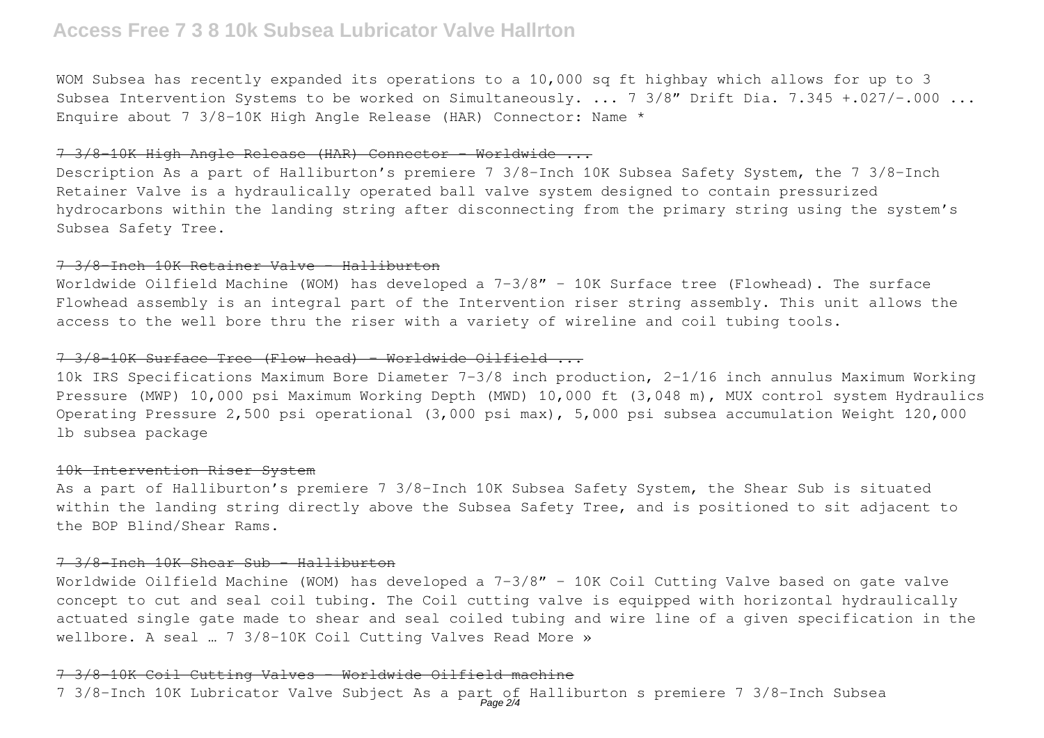WOM Subsea has recently expanded its operations to a 10,000 sq ft highbay which allows for up to 3 Subsea Intervention Systems to be worked on Simultaneously. ... 7 3/8″ Drift Dia. 7.345 +.027/-.000 ... Enquire about 7 3/8-10K High Angle Release (HAR) Connector: Name *

## 7 3/8-10K High Angle Release (HAR) Connector - Worldwide ...

Description As a part of Halliburton's premiere 7 3/8-Inch 10K Subsea Safety System, the 7 3/8-Inch Retainer Valve is a hydraulically operated ball valve system designed to contain pressurized hydrocarbons within the landing string after disconnecting from the primary string using the system's Subsea Safety Tree.

## 7 3/8-Inch 10K Retainer Valve - Halliburton

Worldwide Oilfield Machine (WOM) has developed a 7-3/8″ – 10K Surface tree (Flowhead). The surface Flowhead assembly is an integral part of the Intervention riser string assembly. This unit allows the access to the well bore thru the riser with a variety of wireline and coil tubing tools.

## 7 3/8-10K Surface Tree (Flow head) - Worldwide Oilfield ...

10k IRS Specifications Maximum Bore Diameter 7-3/8 inch production, 2-1/16 inch annulus Maximum Working Pressure (MWP) 10,000 psi Maximum Working Depth (MWD) 10,000 ft (3,048 m), MUX control system Hydraulics Operating Pressure 2,500 psi operational (3,000 psi max), 5,000 psi subsea accumulation Weight 120,000 lb subsea package

## 10k Intervention Riser System

As a part of Halliburton's premiere 7 3/8-Inch 10K Subsea Safety System, the Shear Sub is situated within the landing string directly above the Subsea Safety Tree, and is positioned to sit adjacent to the BOP Blind/Shear Rams.

## 7 3/8-Inch 10K Shear Sub - Halliburton

Worldwide Oilfield Machine (WOM) has developed a 7-3/8″ – 10K Coil Cutting Valve based on gate valve concept to cut and seal coil tubing. The Coil cutting valve is equipped with horizontal hydraulically actuated single gate made to shear and seal coiled tubing and wire line of a given specification in the wellbore. A seal … 7 3/8-10K Coil Cutting Valves Read More »

## 7 3/8-10K Coil Cutting Valves - Worldwide Oilfield machine

7 3/8-Inch 10K Lubricator Valve Subject As a part of Halliburton s premiere 7 3/8-Inch Subsea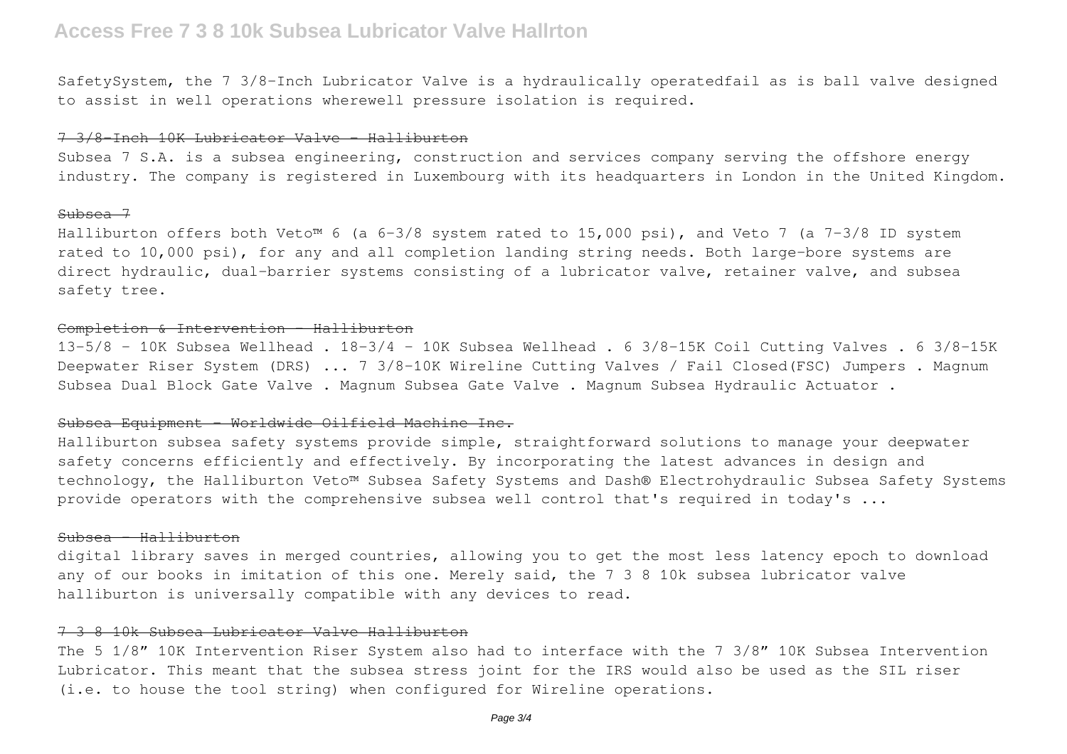SafetySystem, the 7 3/8-Inch Lubricator Valve is a hydraulically operatedfail as is ball valve designed to assist in well operations wherewell pressure isolation is required.

~~7 3/8-Inch 10K Lubricator Valve - Halliburton~~

Subsea 7 S.A. is a subsea engineering, construction and services company serving the offshore energy industry. The company is registered in Luxembourg with its headquarters in London in the United Kingdom.

~~Subsea 7~~

Halliburton offers both Veto™ 6 (a 6-3/8 system rated to 15,000 psi), and Veto 7 (a 7-3/8 ID system rated to 10,000 psi), for any and all completion landing string needs. Both large-bore systems are direct hydraulic, dual-barrier systems consisting of a lubricator valve, retainer valve, and subsea safety tree.

~~Completion & Intervention - Halliburton~~

13-5/8 - 10K Subsea Wellhead . 18-3/4 - 10K Subsea Wellhead . 6 3/8-15K Coil Cutting Valves . 6 3/8-15K Deepwater Riser System (DRS) ... 7 3/8-10K Wireline Cutting Valves / Fail Closed(FSC) Jumpers . Magnum Subsea Dual Block Gate Valve . Magnum Subsea Gate Valve . Magnum Subsea Hydraulic Actuator .

~~Subsea Equipment - Worldwide Oilfield Machine Inc.~~

Halliburton subsea safety systems provide simple, straightforward solutions to manage your deepwater safety concerns efficiently and effectively. By incorporating the latest advances in design and technology, the Halliburton Veto™ Subsea Safety Systems and Dash® Electrohydraulic Subsea Safety Systems provide operators with the comprehensive subsea well control that's required in today's ...

~~Subsea - Halliburton~~

digital library saves in merged countries, allowing you to get the most less latency epoch to download any of our books in imitation of this one. Merely said, the 7 3 8 10k subsea lubricator valve halliburton is universally compatible with any devices to read.

~~7 3 8 10k Subsea Lubricator Valve Halliburton~~

The 5 1/8″ 10K Intervention Riser System also had to interface with the 7 3/8″ 10K Subsea Intervention Lubricator. This meant that the subsea stress joint for the IRS would also be used as the SIL riser (i.e. to house the tool string) when configured for Wireline operations.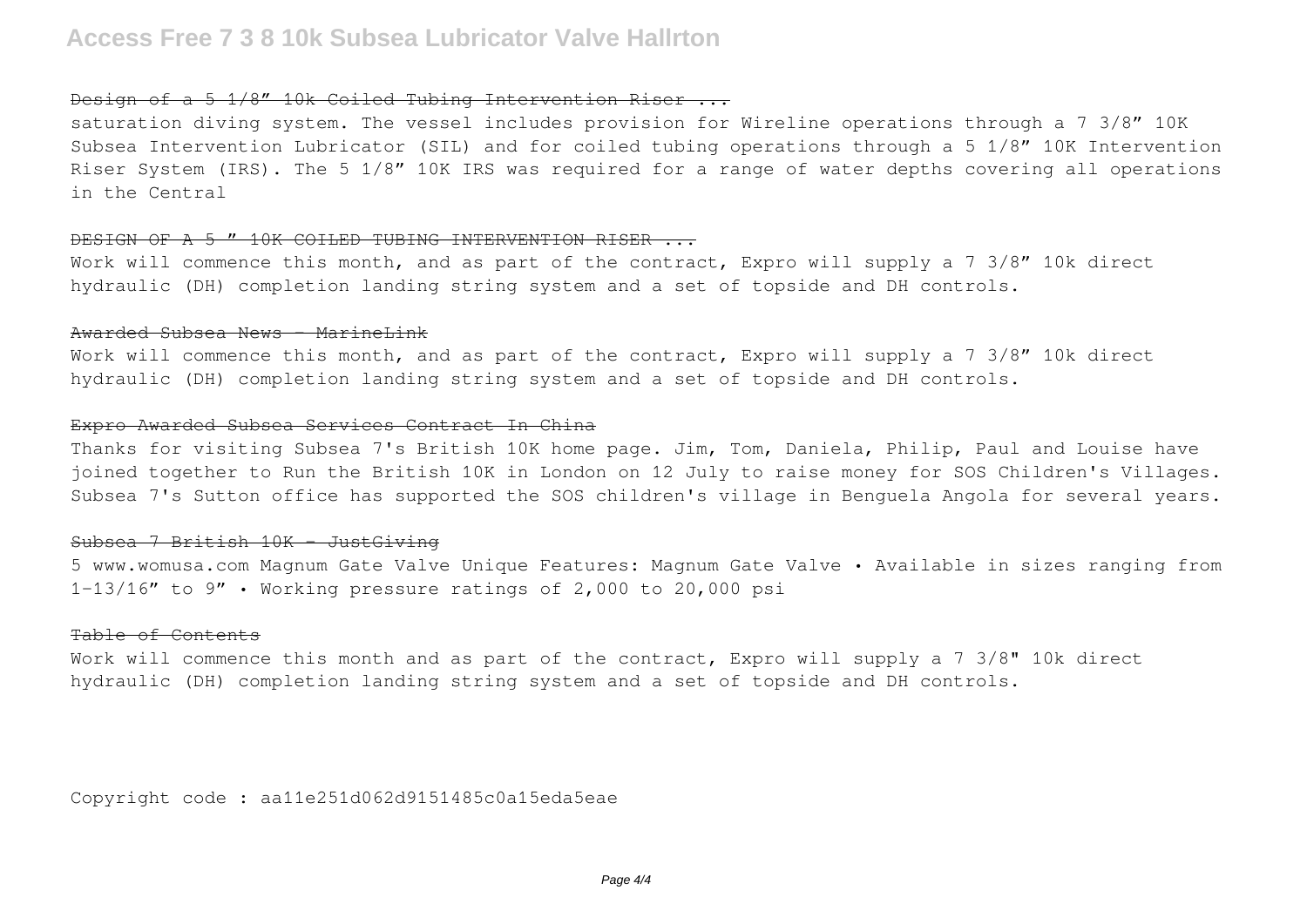~~Design of a 5 1/8″ 10k Coiled Tubing Intervention Riser ...~~

saturation diving system. The vessel includes provision for Wireline operations through a 7 3/8″ 10K Subsea Intervention Lubricator (SIL) and for coiled tubing operations through a 5 1/8″ 10K Intervention Riser System (IRS). The 5 1/8″ 10K IRS was required for a range of water depths covering all operations in the Central

~~DESIGN OF A 5 ″ 10K COILED TUBING INTERVENTION RISER ...~~

Work will commence this month, and as part of the contract, Expro will supply a 7 3/8″ 10k direct hydraulic (DH) completion landing string system and a set of topside and DH controls.

~~Awarded Subsea News - MarineLink~~

Work will commence this month, and as part of the contract, Expro will supply a 7 3/8″ 10k direct hydraulic (DH) completion landing string system and a set of topside and DH controls.

~~Expro Awarded Subsea Services Contract In China~~

Thanks for visiting Subsea 7's British 10K home page. Jim, Tom, Daniela, Philip, Paul and Louise have joined together to Run the British 10K in London on 12 July to raise money for SOS Children's Villages. Subsea 7's Sutton office has supported the SOS children's village in Benguela Angola for several years.

~~Subsea 7 British 10K - JustGiving~~

5 www.womusa.com Magnum Gate Valve Unique Features: Magnum Gate Valve • Available in sizes ranging from 1-13/16″ to 9″ • Working pressure ratings of 2,000 to 20,000 psi

~~Table of Contents~~

Work will commence this month and as part of the contract, Expro will supply a 7 3/8" 10k direct hydraulic (DH) completion landing string system and a set of topside and DH controls.

Copyright code : aa11e251d062d9151485c0a15eda5eae